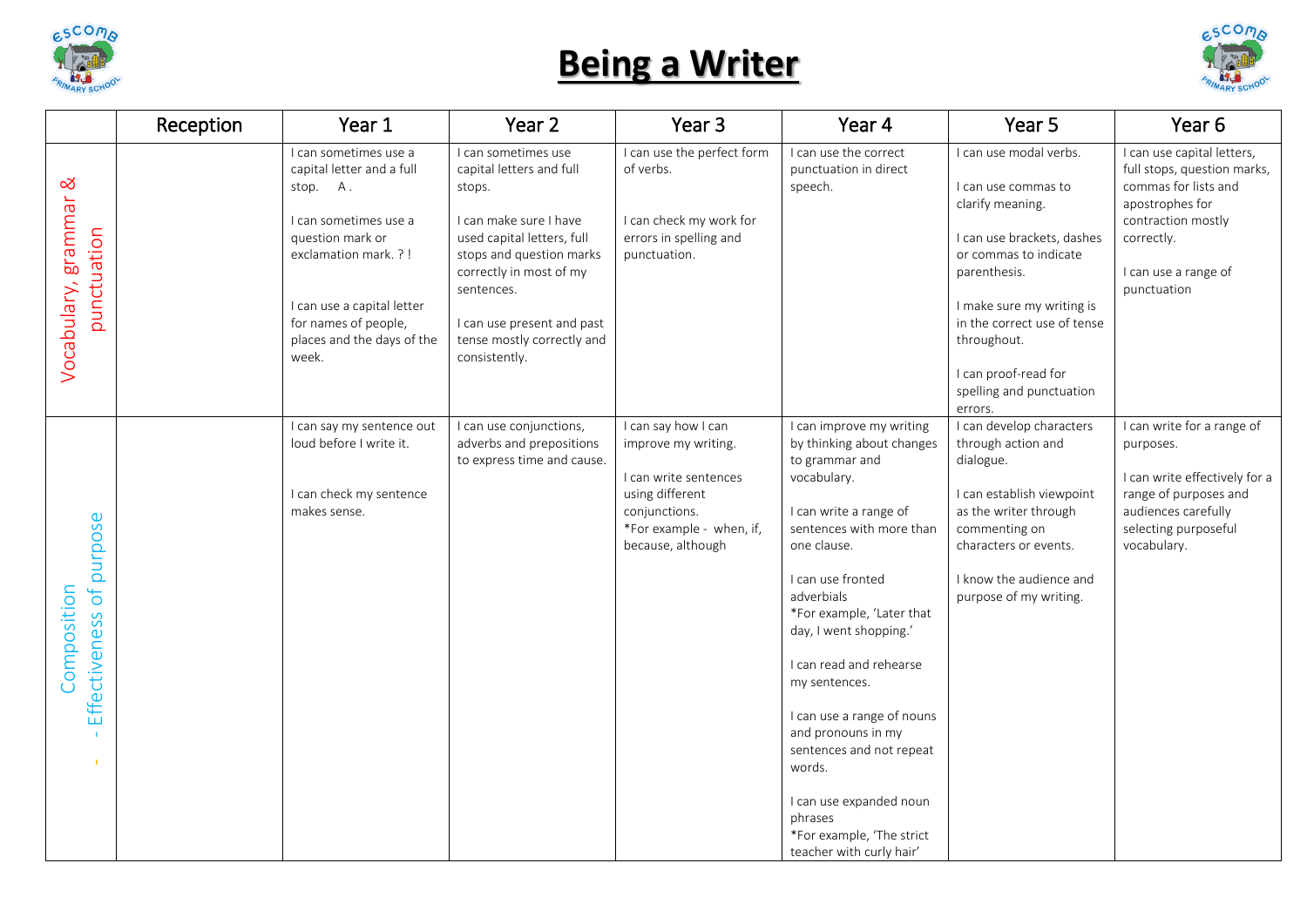# Being a Writer

| | Reception | Year 1 | Year 2 | Year 3 | Year 4 | Year 5 | Year 6 |
|---|---|---|---|---|---|---|---|
| Vocabulary, grammar & punctuation | | I can sometimes use a capital letter and a full stop. A .<br><br>I can sometimes use a question mark or exclamation mark. ? !<br><br>I can use a capital letter for names of people, places and the days of the week. | I can sometimes use capital letters and full stops.<br><br>I can make sure I have used capital letters, full stops and question marks correctly in most of my sentences.<br><br>I can use present and past tense mostly correctly and consistently. | I can use the perfect form of verbs.<br><br>I can check my work for errors in spelling and punctuation. | I can use the correct punctuation in direct speech. | I can use modal verbs.<br><br>I can use commas to clarify meaning.<br><br>I can use brackets, dashes or commas to indicate parenthesis.<br><br>I make sure my writing is in the correct use of tense throughout.<br><br>I can proof-read for spelling and punctuation errors. | I can use capital letters, full stops, question marks, commas for lists and apostrophes for contraction mostly correctly.<br><br>I can use a range of punctuation |
| Composition - Effectiveness of purpose | | I can say my sentence out loud before I write it.<br><br>I can check my sentence makes sense. | I can use conjunctions, adverbs and prepositions to express time and cause. | I can say how I can improve my writing.<br><br>I can write sentences using different conjunctions.<br>*For example - when, if, because, although | I can improve my writing by thinking about changes to grammar and vocabulary.<br><br>I can write a range of sentences with more than one clause.<br><br>I can use fronted adverbials<br>*For example, 'Later that day, I went shopping.'<br><br>I can read and rehearse my sentences.<br><br>I can use a range of nouns and pronouns in my sentences and not repeat words.<br><br>I can use expanded noun phrases<br>*For example, 'The strict teacher with curly hair' | I can develop characters through action and dialogue.<br><br>I can establish viewpoint as the writer through commenting on characters or events.<br><br>I know the audience and purpose of my writing. | I can write for a range of purposes.<br><br>I can write effectively for a range of purposes and audiences carefully selecting purposeful vocabulary. |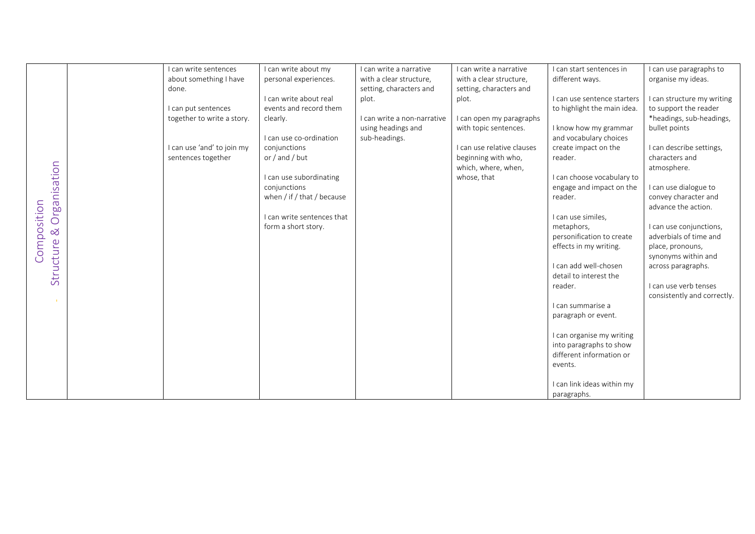| Composition<br>Structure & Organisation | | | | | | | |
|---|---|---|---|---|---|---|---|
| Composition<br>Structure & Organisation | | I can write sentences about something I have done.<br><br>I can put sentences together to write a story.<br><br>I can use 'and' to join my sentences together | I can write about my personal experiences.<br><br>I can write about real events and record them clearly.<br><br>I can use co-ordination conjunctions or / and / but<br><br>I can use subordinating conjunctions when / if / that / because<br><br>I can write sentences that form a short story. | I can write a narrative with a clear structure, setting, characters and plot.<br><br>I can write a non-narrative using headings and sub-headings. | I can write a narrative with a clear structure, setting, characters and plot.<br><br>I can open my paragraphs with topic sentences.<br><br>I can use relative clauses beginning with who, which, where, when, whose, that | I can start sentences in different ways.<br><br>I can use sentence starters to highlight the main idea.<br><br>I know how my grammar and vocabulary choices create impact on the reader.<br><br>I can choose vocabulary to engage and impact on the reader.<br><br>I can use similes, metaphors, personification to create effects in my writing.<br><br>I can add well-chosen detail to interest the reader.<br><br>I can summarise a paragraph or event.<br><br>I can organise my writing into paragraphs to show different information or events.<br><br>I can link ideas within my paragraphs. | I can use paragraphs to organise my ideas.<br><br>I can structure my writing to support the reader *headings, sub-headings, bullet points<br><br>I can describe settings, characters and atmosphere.<br><br>I can use dialogue to convey character and advance the action.<br><br>I can use conjunctions, adverbials of time and place, pronouns, synonyms within and across paragraphs.<br><br>I can use verb tenses consistently and correctly. |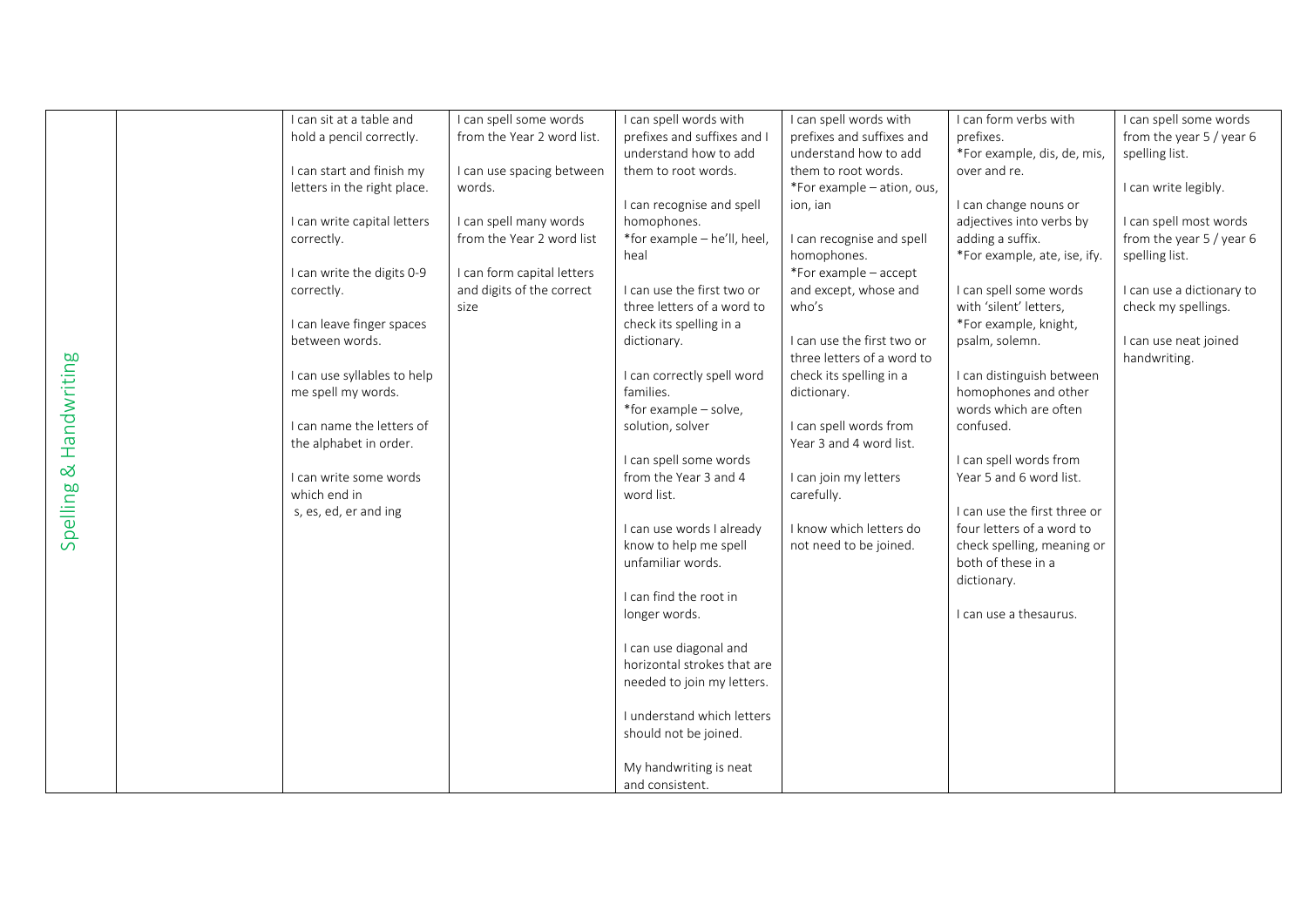| | | | | | | | |
|---|---|---|---|---|---|---|---|
| Spelling & Handwriting | | I can sit at a table and hold a pencil correctly.<br><br>I can start and finish my letters in the right place.<br><br>I can write capital letters correctly.<br><br>I can write the digits 0-9 correctly.<br><br>I can leave finger spaces between words.<br><br>I can use syllables to help me spell my words.<br><br>I can name the letters of the alphabet in order.<br><br>I can write some words which end in s, es, ed, er and ing | I can spell some words from the Year 2 word list.<br><br>I can use spacing between words.<br><br>I can spell many words from the Year 2 word list<br><br>I can form capital letters and digits of the correct size | I can spell words with prefixes and suffixes and I understand how to add them to root words.<br><br>I can recognise and spell homophones.<br>*for example – he'll, heel, heal<br><br>I can use the first two or three letters of a word to check its spelling in a dictionary.<br><br>I can correctly spell word families.<br>*for example – solve, solution, solver<br><br>I can spell some words from the Year 3 and 4 word list.<br><br>I can use words I already know to help me spell unfamiliar words.<br><br>I can find the root in longer words.<br><br>I can use diagonal and horizontal strokes that are needed to join my letters.<br><br>I understand which letters should not be joined.<br><br>My handwriting is neat and consistent. | I can spell words with prefixes and suffixes and understand how to add them to root words.<br>*For example – ation, ous, ion, ian<br><br>I can recognise and spell homophones.<br>*For example – accept and except, whose and who's<br><br>I can use the first two or three letters of a word to check its spelling in a dictionary.<br><br>I can spell words from Year 3 and 4 word list.<br><br>I can join my letters carefully.<br><br>I know which letters do not need to be joined. | I can form verbs with prefixes.<br>*For example, dis, de, mis, over and re.<br><br>I can change nouns or adjectives into verbs by adding a suffix.<br>*For example, ate, ise, ify.<br><br>I can spell some words with 'silent' letters,<br>*For example, knight, psalm, solemn.<br><br>I can distinguish between homophones and other words which are often confused.<br><br>I can spell words from Year 5 and 6 word list.<br><br>I can use the first three or four letters of a word to check spelling, meaning or both of these in a dictionary.<br><br>I can use a thesaurus. | I can spell some words from the year 5 / year 6 spelling list.<br><br>I can write legibly.<br><br>I can spell most words from the year 5 / year 6 spelling list.<br><br>I can use a dictionary to check my spellings.<br><br>I can use neat joined handwriting. |